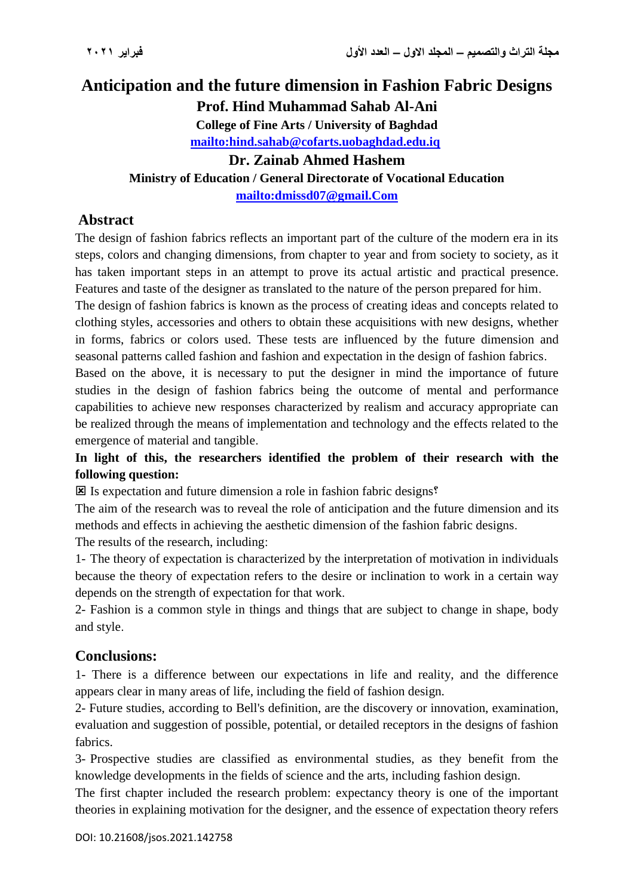# Anticipation and the future dimension in Fashion Fabric Designs

**Prof. Hind Muhammad Sahab Al-Ani**

**College of Fine Arts / University of Baghdad**

**mailto:hind.sahab@cofarts.uobaghdad.edu.iq**

**Dr. Zainab Ahmed Hashem**

**Ministry of Education / General Directorate of Vocational Education**

**mailto:dmissd07@gmail.Com**

## Abstract

The design of fashion fabrics reflects an important part of the culture of the modern era in its steps, colors and changing dimensions, from chapter to year and from society to society, as it has taken important steps in an attempt to prove its actual artistic and practical presence. Features and taste of the designer as translated to the nature of the person prepared for him.

The design of fashion fabrics is known as the process of creating ideas and concepts related to clothing styles, accessories and others to obtain these acquisitions with new designs, whether in forms, fabrics or colors used. These tests are influenced by the future dimension and seasonal patterns called fashion and fashion and expectation in the design of fashion fabrics.

Based on the above, it is necessary to put the designer in mind the importance of future studies in the design of fashion fabrics being the outcome of mental and performance capabilities to achieve new responses characterized by realism and accuracy appropriate can be realized through the means of implementation and technology and the effects related to the emergence of material and tangible.

**In light of this, the researchers identified the problem of their research with the following question:**

☒ Is expectation and future dimension a role in fashion fabric designs؟

The aim of the research was to reveal the role of anticipation and the future dimension and its methods and effects in achieving the aesthetic dimension of the fashion fabric designs.

The results of the research, including:

1- The theory of expectation is characterized by the interpretation of motivation in individuals because the theory of expectation refers to the desire or inclination to work in a certain way depends on the strength of expectation for that work.

2- Fashion is a common style in things and things that are subject to change in shape, body and style.

## Conclusions:

1- There is a difference between our expectations in life and reality, and the difference appears clear in many areas of life, including the field of fashion design.

2- Future studies, according to Bell's definition, are the discovery or innovation, examination, evaluation and suggestion of possible, potential, or detailed receptors in the designs of fashion fabrics.

3- Prospective studies are classified as environmental studies, as they benefit from the knowledge developments in the fields of science and the arts, including fashion design.

The first chapter included the research problem: expectancy theory is one of the important theories in explaining motivation for the designer, and the essence of expectation theory refers

DOI: 10.21608/jsos.2021.142758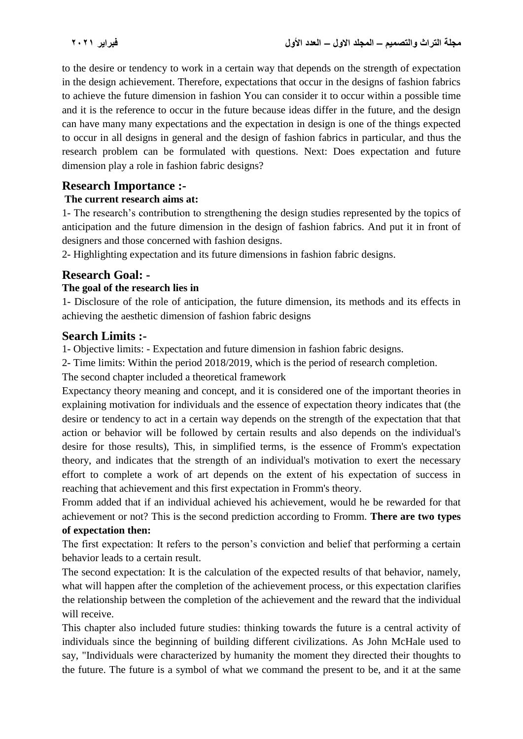to the desire or tendency to work in a certain way that depends on the strength of expectation in the design achievement. Therefore, expectations that occur in the designs of fashion fabrics to achieve the future dimension in fashion You can consider it to occur within a possible time and it is the reference to occur in the future because ideas differ in the future, and the design can have many many expectations and the expectation in design is one of the things expected to occur in all designs in general and the design of fashion fabrics in particular, and thus the research problem can be formulated with questions. Next: Does expectation and future dimension play a role in fashion fabric designs?

## Research Importance :-

**The current research aims at:**

1- The research's contribution to strengthening the design studies represented by the topics of anticipation and the future dimension in the design of fashion fabrics. And put it in front of designers and those concerned with fashion designs.

2- Highlighting expectation and its future dimensions in fashion fabric designs.

## Research Goal: -

**The goal of the research lies in**

1- Disclosure of the role of anticipation, the future dimension, its methods and its effects in achieving the aesthetic dimension of fashion fabric designs

## Search Limits :-

1- Objective limits: - Expectation and future dimension in fashion fabric designs.

2- Time limits: Within the period 2018/2019, which is the period of research completion.

The second chapter included a theoretical framework

Expectancy theory meaning and concept, and it is considered one of the important theories in explaining motivation for individuals and the essence of expectation theory indicates that (the desire or tendency to act in a certain way depends on the strength of the expectation that that action or behavior will be followed by certain results and also depends on the individual's desire for those results), This, in simplified terms, is the essence of Fromm's expectation theory, and indicates that the strength of an individual's motivation to exert the necessary effort to complete a work of art depends on the extent of his expectation of success in reaching that achievement and this first expectation in Fromm's theory.

Fromm added that if an individual achieved his achievement, would he be rewarded for that achievement or not? This is the second prediction according to Fromm. **There are two types of expectation then:**

The first expectation: It refers to the person's conviction and belief that performing a certain behavior leads to a certain result.

The second expectation: It is the calculation of the expected results of that behavior, namely, what will happen after the completion of the achievement process, or this expectation clarifies the relationship between the completion of the achievement and the reward that the individual will receive.

This chapter also included future studies: thinking towards the future is a central activity of individuals since the beginning of building different civilizations. As John McHale used to say, "Individuals were characterized by humanity the moment they directed their thoughts to the future. The future is a symbol of what we command the present to be, and it at the same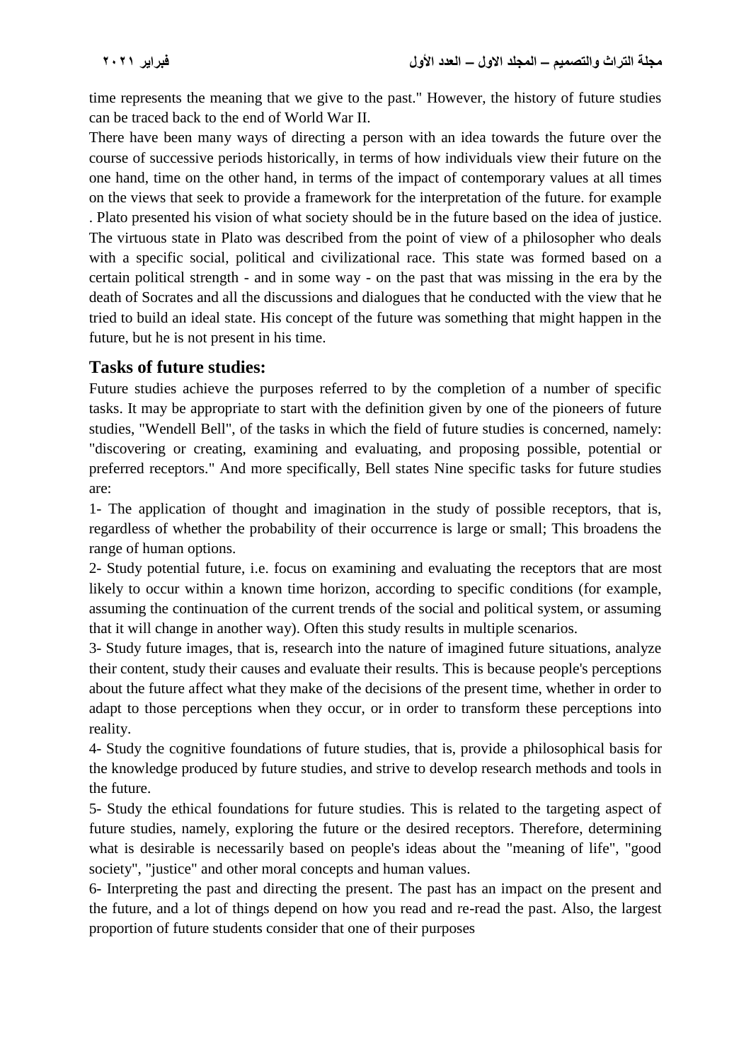time represents the meaning that we give to the past." However, the history of future studies can be traced back to the end of World War II.

There have been many ways of directing a person with an idea towards the future over the course of successive periods historically, in terms of how individuals view their future on the one hand, time on the other hand, in terms of the impact of contemporary values at all times on the views that seek to provide a framework for the interpretation of the future. for example . Plato presented his vision of what society should be in the future based on the idea of justice. The virtuous state in Plato was described from the point of view of a philosopher who deals with a specific social, political and civilizational race. This state was formed based on a certain political strength - and in some way - on the past that was missing in the era by the death of Socrates and all the discussions and dialogues that he conducted with the view that he tried to build an ideal state. His concept of the future was something that might happen in the future, but he is not present in his time.

## Tasks of future studies:

Future studies achieve the purposes referred to by the completion of a number of specific tasks. It may be appropriate to start with the definition given by one of the pioneers of future studies, "Wendell Bell", of the tasks in which the field of future studies is concerned, namely: "discovering or creating, examining and evaluating, and proposing possible, potential or preferred receptors." And more specifically, Bell states Nine specific tasks for future studies are:

1- The application of thought and imagination in the study of possible receptors, that is, regardless of whether the probability of their occurrence is large or small; This broadens the range of human options.

2- Study potential future, i.e. focus on examining and evaluating the receptors that are most likely to occur within a known time horizon, according to specific conditions (for example, assuming the continuation of the current trends of the social and political system, or assuming that it will change in another way). Often this study results in multiple scenarios.

3- Study future images, that is, research into the nature of imagined future situations, analyze their content, study their causes and evaluate their results. This is because people's perceptions about the future affect what they make of the decisions of the present time, whether in order to adapt to those perceptions when they occur, or in order to transform these perceptions into reality.

4- Study the cognitive foundations of future studies, that is, provide a philosophical basis for the knowledge produced by future studies, and strive to develop research methods and tools in the future.

5- Study the ethical foundations for future studies. This is related to the targeting aspect of future studies, namely, exploring the future or the desired receptors. Therefore, determining what is desirable is necessarily based on people's ideas about the "meaning of life", "good society", "justice" and other moral concepts and human values.

6- Interpreting the past and directing the present. The past has an impact on the present and the future, and a lot of things depend on how you read and re-read the past. Also, the largest proportion of future students consider that one of their purposes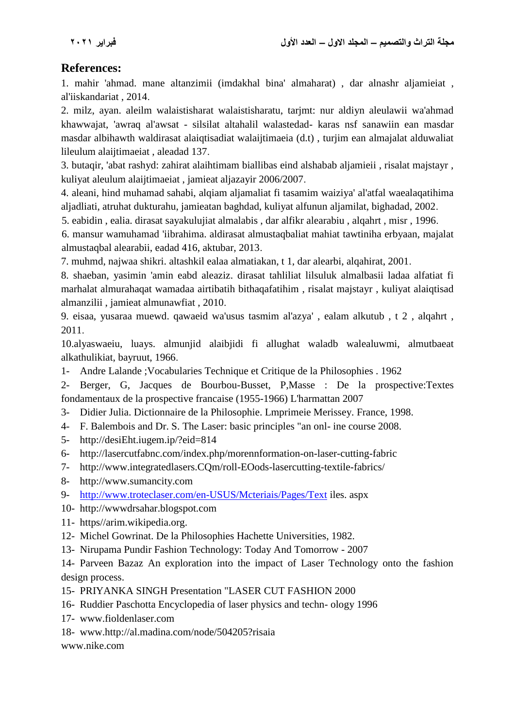## References:

1. mahir 'ahmad. mane altanzimii (imdakhal bina' almaharat) , dar alnashr aljamieiat , al'iiskandariat , 2014.
2. milz, ayan. aleilm walaistisharat walaistisharatu, tarjmt: nur aldiyn aleulawii wa'ahmad khawwajat, 'awraq al'awsat - silsilat altahalil walastedad- karas nsf sanawiin ean masdar masdar albihawth waldirasat alaiqtisadiat walaijtimaeia (d.t) , turjim ean almajalat alduwaliat lileulum alaijtimaeiat , aleadad 137.
3. butaqir, 'abat rashyd: zahirat alaihtimam biallibas eind alshabab aljamieii , risalat majstayr , kuliyat aleulum alaijtimaeiat , jamieat aljazayir 2006/2007.
4. aleani, hind muhamad sahabi, alqiam aljamaliat fi tasamim waiziya' al'atfal waealaqatihima aljadliati, atruhat dukturahu, jamieatan baghdad, kuliyat alfunun aljamilat, bighadad, 2002.
5. eabidin , ealia. dirasat sayakulujiat almalabis , dar alfikr alearabiu , alqahrt , misr , 1996.
6. mansur wamuhamad 'iibrahima. aldirasat almustaqbaliat mahiat tawtiniha erbyaan, majalat almustaqbal alearabii, eadad 416, aktubar, 2013.
7. muhmd, najwaa shikri. altashkil ealaa almatiakan, t 1, dar alearbi, alqahirat, 2001.
8. shaeban, yasimin 'amin eabd aleaziz. dirasat tahliliat lilsuluk almalbasii ladaa alfatiat fi marhalat almurahaqat wamadaa airtibatih bithaqafatihim , risalat majstayr , kuliyat alaiqtisad almanzilii , jamieat almunawfiat , 2010.
9. eisaa, yusaraa muewd. qawaeid wa'usus tasmim al'azya' , ealam alkutub , t 2 , alqahrt , 2011.
10. alyaswaeiu, luays. almunjid alaibjidi fi allughat waladb walealuwmi, almutbaeat alkathulikiat, bayruut, 1966.

1- Andre Lalande ;Vocabularies Technique et Critique de la Philosophies . 1962
2- Berger, G, Jacques de Bourbou-Busset, P,Masse : De la prospective:Textes fondamentaux de la prospective francaise (1955-1966) L'harmattan 2007
3- Didier Julia. Dictionnaire de la Philosophie. Lmprimeie Merissey. France, 1998.
4- F. Balembois and Dr. S. The Laser: basic principles "an onl- ine course 2008.
5- http://desiEht.iugem.ip/?eid=814
6- http://lasercutfabnc.com/index.php/morennformation-on-laser-cutting-fabric
7- http://www.integratedlasers.CQm/roll-EOods-lasercutting-textile-fabrics/
8- http://www.sumancity.com
9- http://www.troteclaser.com/en-USUS/Mcteriais/Pages/Text iles. aspx
10- http://wwwdrsahar.blogspot.com
11- https//arim.wikipedia.org.
12- Michel Gowrinat. De la Philosophies Hachette Universities, 1982.
13- Nirupama Pundir Fashion Technology: Today And Tomorrow - 2007
14- Parveen Bazaz An exploration into the impact of Laser Technology onto the fashion design process.
15- PRIYANKA SINGH Presentation "LASER CUT FASHION 2000
16- Ruddier Paschotta Encyclopedia of laser physics and techn- ology 1996
17- www.fioldenlaser.com
18- www.http://al.madina.com/node/504205?risaia

www.nike.com